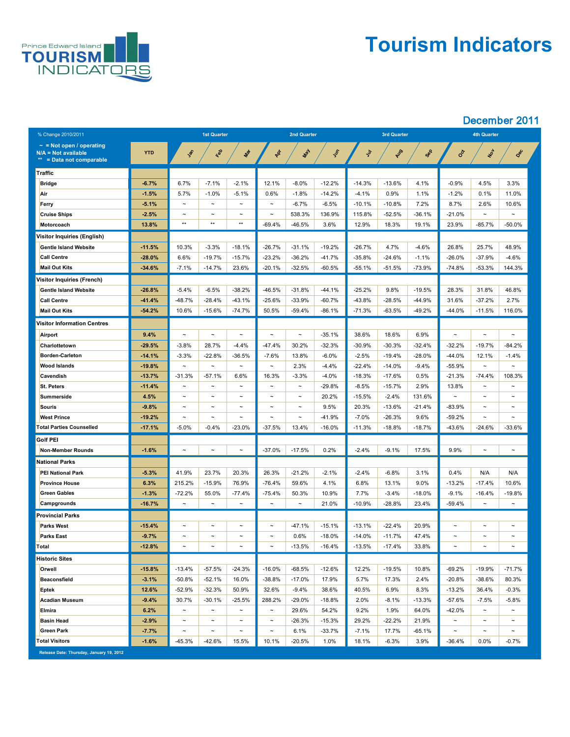# Tourism Indicators

Prince Edward Island TOURISM INDICATORS

## December 2011

| % Change 2010/2011 | YTD | Jan | Feb | Mar | Apr | May | Jun | Jul | Aug | Sep | Oct | Nov | Dec |
|---|---|---|---|---|---|---|---|---|---|---|---|---|---|
| ~ = Not open / operating; N/A = Not available; ** = Data not comparable | | 1st Quarter | | | 2nd Quarter | | | 3rd Quarter | | | 4th Quarter | | |
| **Traffic** | | | | | | | | | | | | | |
| Bridge | -6.7% | 6.7% | -7.1% | -2.1% | 12.1% | -8.0% | -12.2% | -14.3% | -13.6% | 4.1% | -0.9% | 4.5% | 3.3% |
| Air | -1.5% | 5.7% | -1.0% | -5.1% | 0.6% | -1.8% | -14.2% | -4.1% | 0.9% | 1.1% | -1.2% | 0.1% | 11.0% |
| Ferry | -5.1% | ~ | ~ | ~ | ~ | -6.7% | -6.5% | -10.1% | -10.8% | 7.2% | 8.7% | 2.6% | 10.6% |
| Cruise Ships | -2.5% | ~ | ~ | ~ | ~ | 538.3% | 136.9% | 115.8% | -52.5% | -36.1% | -21.0% | ~ | ~ |
| Motorcoach | 13.8% | ** | ** | ** | -69.4% | -46.5% | 3.6% | 12.9% | 18.3% | 19.1% | 23.9% | -85.7% | -50.0% |
| **Visitor Inquiries (English)** | | | | | | | | | | | | | |
| Gentle Island Website | -11.5% | 10.3% | -3.3% | -18.1% | -26.7% | -31.1% | -19.2% | -26.7% | 4.7% | -4.6% | 26.8% | 25.7% | 48.9% |
| Call Centre | -28.0% | 6.6% | -19.7% | -15.7% | -23.2% | -36.2% | -41.7% | -35.8% | -24.6% | -1.1% | -26.0% | -37.9% | -4.6% |
| Mail Out Kits | -34.6% | -7.1% | -14.7% | 23.6% | -20.1% | -32.5% | -60.5% | -55.1% | -51.5% | -73.9% | -74.8% | -53.3% | 144.3% |
| **Visitor Inquiries (French)** | | | | | | | | | | | | | |
| Gentle Island Website | -26.8% | -5.4% | -6.5% | -38.2% | -46.5% | -31.8% | -44.1% | -25.2% | 9.8% | -19.5% | 28.3% | 31.8% | 46.8% |
| Call Centre | -41.4% | -48.7% | -28.4% | -43.1% | -25.6% | -33.9% | -60.7% | -43.8% | -28.5% | -44.9% | 31.6% | -37.2% | 2.7% |
| Mail Out Kits | -54.2% | 10.6% | -15.6% | -74.7% | 50.5% | -59.4% | -86.1% | -71.3% | -63.5% | -49.2% | -44.0% | -11.5% | 116.0% |
| **Visitor Information Centres** | | | | | | | | | | | | | |
| Airport | 9.4% | ~ | ~ | ~ | ~ | ~ | -35.1% | 38.6% | 18.6% | 6.9% | ~ | ~ | ~ |
| Charlottetown | -29.5% | -3.8% | 28.7% | -4.4% | -47.4% | 30.2% | -32.3% | -30.9% | -30.3% | -32.4% | -32.2% | -19.7% | -84.2% |
| Borden-Carleton | -14.1% | -3.3% | -22.8% | -36.5% | -7.6% | 13.8% | -6.0% | -2.5% | -19.4% | -28.0% | -44.0% | 12.1% | -1.4% |
| Wood Islands | -19.8% | ~ | ~ | ~ | ~ | 2.3% | -4.4% | -22.4% | -14.0% | -9.4% | -55.9% | ~ | ~ |
| Cavendish | -13.7% | -31.3% | -57.1% | 6.6% | 16.3% | -3.3% | -4.0% | -18.3% | -17.6% | 0.5% | -21.3% | -74.4% | 108.3% |
| St. Peters | -11.4% | ~ | ~ | ~ | ~ | ~ | -29.8% | -8.5% | -15.7% | 2.9% | 13.8% | ~ | ~ |
| Summerside | 4.5% | ~ | ~ | ~ | ~ | ~ | 20.2% | -15.5% | -2.4% | 131.6% | ~ | ~ | ~ |
| Souris | -9.8% | ~ | ~ | ~ | ~ | ~ | 9.5% | 20.3% | -13.6% | -21.4% | -83.9% | ~ | ~ |
| West Prince | -19.2% | ~ | ~ | ~ | ~ | ~ | -41.9% | -7.0% | -26.3% | 9.6% | -59.2% | ~ | ~ |
| Total Parties Counselled | -17.1% | -5.0% | -0.4% | -23.0% | -37.5% | 13.4% | -16.0% | -11.3% | -18.8% | -18.7% | -43.6% | -24.6% | -33.6% |
| **Golf PEI** | | | | | | | | | | | | | |
| Non-Member Rounds | -1.6% | ~ | ~ | ~ | -37.0% | -17.5% | 0.2% | -2.4% | -9.1% | 17.5% | 9.9% | ~ | ~ |
| **National Parks** | | | | | | | | | | | | | |
| PEI National Park | -5.3% | 41.9% | 23.7% | 20.3% | 26.3% | -21.2% | -2.1% | -2.4% | -6.8% | 3.1% | 0.4% | N/A | N/A |
| Province House | 6.3% | 215.2% | -15.9% | 76.9% | -76.4% | 59.6% | 4.1% | 6.8% | 13.1% | 9.0% | -13.2% | -17.4% | 10.6% |
| Green Gables | -1.3% | -72.2% | 55.0% | -77.4% | -75.4% | 50.3% | 10.9% | 7.7% | -3.4% | -18.0% | -9.1% | -16.4% | -19.8% |
| Campgrounds | -16.7% | ~ | ~ | ~ | ~ | ~ | 21.0% | -10.9% | -28.8% | 23.4% | -59.4% | ~ | ~ |
| **Provincial Parks** | | | | | | | | | | | | | |
| Parks West | -15.4% | ~ | ~ | ~ | ~ | -47.1% | -15.1% | -13.1% | -22.4% | 20.9% | ~ | ~ | ~ |
| Parks East | -9.7% | ~ | ~ | ~ | ~ | 0.6% | -18.0% | -14.0% | -11.7% | 47.4% | ~ | ~ | ~ |
| Total | -12.8% | ~ | ~ | ~ | ~ | -13.5% | -16.4% | -13.5% | -17.4% | 33.8% | ~ | ~ | ~ |
| **Historic Sites** | | | | | | | | | | | | | |
| Orwell | -15.8% | -13.4% | -57.5% | -24.3% | -16.0% | -68.5% | -12.6% | 12.2% | -19.5% | 10.8% | -69.2% | -19.9% | -71.7% |
| Beaconsfield | -3.1% | -50.8% | -52.1% | 16.0% | -38.8% | -17.0% | 17.9% | 5.7% | 17.3% | 2.4% | -20.8% | -38.6% | 80.3% |
| Eptek | 12.6% | -52.9% | -32.3% | 50.9% | 32.6% | -9.4% | 38.6% | 40.5% | 6.9% | 8.3% | -13.2% | 36.4% | -0.3% |
| Acadian Museum | -9.4% | 30.7% | -30.1% | -25.5% | 288.2% | -29.0% | -18.8% | 2.0% | -8.1% | -13.3% | -57.6% | -7.5% | -5.8% |
| Elmira | 6.2% | ~ | ~ | ~ | ~ | 29.6% | 54.2% | 9.2% | 1.9% | 64.0% | -42.0% | ~ | ~ |
| Basin Head | -2.9% | ~ | ~ | ~ | ~ | -26.3% | -15.3% | 29.2% | -22.2% | 21.9% | ~ | ~ | ~ |
| Green Park | -7.7% | ~ | ~ | ~ | ~ | 6.1% | -33.7% | -7.1% | 17.7% | -65.1% | ~ | ~ | ~ |
| Total Visitors | -1.6% | -45.3% | -42.6% | 15.5% | 10.1% | -20.5% | 1.0% | 18.1% | -6.3% | 3.9% | -36.4% | 0.0% | -0.7% |

Release Date: Thursday, January 19, 2012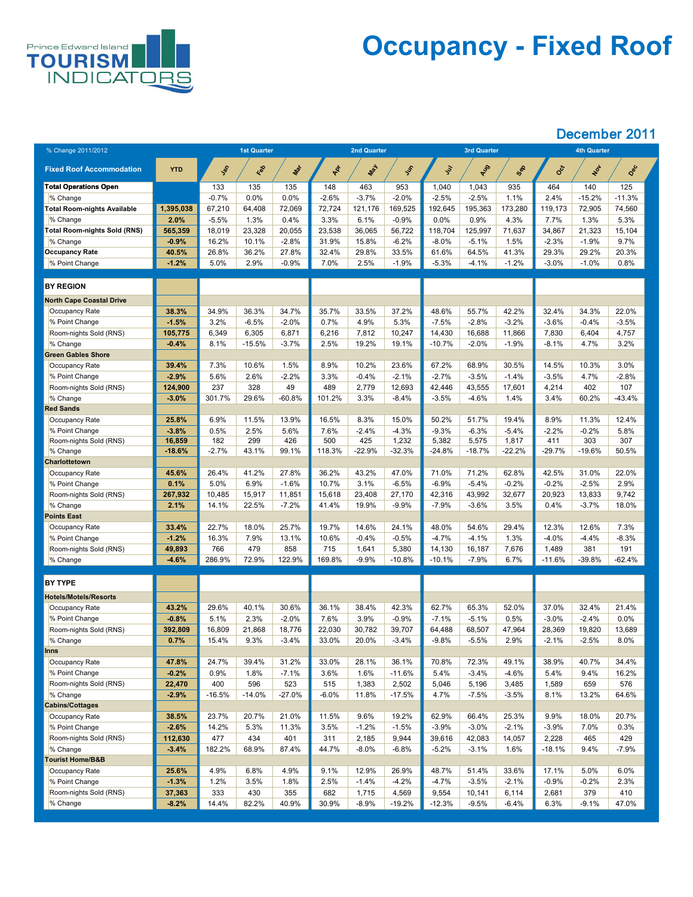Prince Edward Island TOURISM INDICATORS

# Occupancy - Fixed Roof

## December 2011

| % Change 2011/2012 | | 1st Quarter | | | 2nd Quarter | | | 3rd Quarter | | | 4th Quarter | | |
|---|---|---|---|---|---|---|---|---|---|---|---|---|---|
| **Fixed Roof Accommodation** | **YTD** | Jan | Feb | Mar | Apr | May | Jun | Jul | Aug | Sep | Oct | Nov | Dec |
| **Total Operations Open** | | 133 | 135 | 135 | 148 | 463 | 953 | 1,040 | 1,043 | 935 | 464 | 140 | 125 |
| % Change | | -0.7% | 0.0% | 0.0% | -2.6% | -3.7% | -2.0% | -2.5% | -2.5% | 1.1% | 2.4% | -15.2% | -11.3% |
| **Total Room-nights Available** | **1,395,038** | 67,210 | 64,408 | 72,069 | 72,724 | 121,176 | 169,525 | 192,645 | 195,363 | 173,280 | 119,173 | 72,905 | 74,560 |
| % Change | **2.0%** | -5.5% | 1.3% | 0.4% | 3.3% | 6.1% | -0.9% | 0.0% | 0.9% | 4.3% | 7.7% | 1.3% | 5.3% |
| **Total Room-nights Sold (RNS)** | **565,359** | 18,019 | 23,328 | 20,055 | 23,538 | 36,065 | 56,722 | 118,704 | 125,997 | 71,637 | 34,867 | 21,323 | 15,104 |
| % Change | **-0.9%** | 16.2% | 10.1% | -2.8% | 31.9% | 15.8% | -6.2% | -8.0% | -5.1% | 1.5% | -2.3% | -1.9% | 9.7% |
| **Occupancy Rate** | **40.5%** | 26.8% | 36.2% | 27.8% | 32.4% | 29.8% | 33.5% | 61.6% | 64.5% | 41.3% | 29.3% | 29.2% | 20.3% |
| % Point Change | **-1.2%** | 5.0% | 2.9% | -0.9% | 7.0% | 2.5% | -1.9% | -5.3% | -4.1% | -1.2% | -3.0% | -1.0% | 0.8% |
| **BY REGION** | | | | | | | | | | | | | |
| **North Cape Coastal Drive** | | | | | | | | | | | | | |
| Occupancy Rate | **38.3%** | 34.9% | 36.3% | 34.7% | 35.7% | 33.5% | 37.2% | 48.6% | 55.7% | 42.2% | 32.4% | 34.3% | 22.0% |
| % Point Change | **-1.5%** | 3.2% | -6.5% | -2.0% | 0.7% | 4.9% | 5.3% | -7.5% | -2.8% | -3.2% | -3.6% | -0.4% | -3.5% |
| Room-nights Sold (RNS) | **105,775** | 6,349 | 6,305 | 6,871 | 6,216 | 7,812 | 10,247 | 14,430 | 16,688 | 11,866 | 7,830 | 6,404 | 4,757 |
| % Change | **-0.4%** | 8.1% | -15.5% | -3.7% | 2.5% | 19.2% | 19.1% | -10.7% | -2.0% | -1.9% | -8.1% | 4.7% | 3.2% |
| **Green Gables Shore** | | | | | | | | | | | | | |
| Occupancy Rate | **39.4%** | 7.3% | 10.6% | 1.5% | 8.9% | 10.2% | 23.6% | 67.2% | 68.9% | 30.5% | 14.5% | 10.3% | 3.0% |
| % Point Change | **-2.9%** | 5.6% | 2.6% | -2.2% | 3.3% | -0.4% | -2.1% | -2.7% | -3.5% | -1.4% | -3.5% | 4.7% | -2.8% |
| Room-nights Sold (RNS) | **124,900** | 237 | 328 | 49 | 489 | 2,779 | 12,693 | 42,446 | 43,555 | 17,601 | 4,214 | 402 | 107 |
| % Change | **-3.0%** | 301.7% | 29.6% | -60.8% | 101.2% | 3.3% | -8.4% | -3.5% | -4.6% | 1.4% | 3.4% | 60.2% | -43.4% |
| **Red Sands** | | | | | | | | | | | | | |
| Occupancy Rate | **25.8%** | 6.9% | 11.5% | 13.9% | 16.5% | 8.3% | 15.0% | 50.2% | 51.7% | 19.4% | 8.9% | 11.3% | 12.4% |
| % Point Change | **-3.8%** | 0.5% | 2.5% | 5.6% | 7.6% | -2.4% | -4.3% | -9.3% | -6.3% | -5.4% | -2.2% | -0.2% | 5.8% |
| Room-nights Sold (RNS) | **16,859** | 182 | 299 | 426 | 500 | 425 | 1,232 | 5,382 | 5,575 | 1,817 | 411 | 303 | 307 |
| % Change | **-18.6%** | -2.7% | 43.1% | 99.1% | 118.3% | -22.9% | -32.3% | -24.8% | -18.7% | -22.2% | -29.7% | -19.6% | 50.5% |
| **Charlottetown** | | | | | | | | | | | | | |
| Occupancy Rate | **45.6%** | 26.4% | 41.2% | 27.8% | 36.2% | 43.2% | 47.0% | 71.0% | 71.2% | 62.8% | 42.5% | 31.0% | 22.0% |
| % Point Change | **0.1%** | 5.0% | 6.9% | -1.6% | 10.7% | 3.1% | -6.5% | -6.9% | -5.4% | -0.2% | -0.2% | -2.5% | 2.9% |
| Room-nights Sold (RNS) | **267,932** | 10,485 | 15,917 | 11,851 | 15,618 | 23,408 | 27,170 | 42,316 | 43,992 | 32,677 | 20,923 | 13,833 | 9,742 |
| % Change | **2.1%** | 14.1% | 22.5% | -7.2% | 41.4% | 19.9% | -9.9% | -7.9% | -3.6% | 3.5% | 0.4% | -3.7% | 18.0% |
| **Points East** | | | | | | | | | | | | | |
| Occupancy Rate | **33.4%** | 22.7% | 18.0% | 25.7% | 19.7% | 14.6% | 24.1% | 48.0% | 54.6% | 29.4% | 12.3% | 12.6% | 7.3% |
| % Point Change | **-1.2%** | 16.3% | 7.9% | 13.1% | 10.6% | -0.4% | -0.5% | -4.7% | -4.1% | 1.3% | -4.0% | -4.4% | -8.3% |
| Room-nights Sold (RNS) | **49,893** | 766 | 479 | 858 | 715 | 1,641 | 5,380 | 14,130 | 16,187 | 7,676 | 1,489 | 381 | 191 |
| % Change | **-4.6%** | 286.9% | 72.9% | 122.9% | 169.8% | -9.9% | -10.8% | -10.1% | -7.9% | 6.7% | -11.6% | -39.8% | -62.4% |
| **BY TYPE** | | | | | | | | | | | | | |
| **Hotels/Motels/Resorts** | | | | | | | | | | | | | |
| Occupancy Rate | **43.2%** | 29.6% | 40.1% | 30.6% | 36.1% | 38.4% | 42.3% | 62.7% | 65.3% | 52.0% | 37.0% | 32.4% | 21.4% |
| % Point Change | **-0.8%** | 5.1% | 2.3% | -2.0% | 7.6% | 3.9% | -0.9% | -7.1% | -5.1% | 0.5% | -3.0% | -2.4% | 0.0% |
| Room-nights Sold (RNS) | **392,809** | 16,809 | 21,868 | 18,776 | 22,030 | 30,782 | 39,707 | 64,488 | 68,507 | 47,964 | 28,369 | 19,820 | 13,689 |
| % Change | **0.7%** | 15.4% | 9.3% | -3.4% | 33.0% | 20.0% | -3.4% | -9.8% | -5.5% | 2.9% | -2.1% | -2.5% | 8.0% |
| **Inns** | | | | | | | | | | | | | |
| Occupancy Rate | **47.8%** | 24.7% | 39.4% | 31.2% | 33.0% | 28.1% | 36.1% | 70.8% | 72.3% | 49.1% | 38.9% | 40.7% | 34.4% |
| % Point Change | **-0.2%** | 0.9% | 1.8% | -7.1% | 3.6% | 1.6% | -11.6% | 5.4% | -3.4% | -4.6% | 5.4% | 9.4% | 16.2% |
| Room-nights Sold (RNS) | **22,470** | 400 | 596 | 523 | 515 | 1,383 | 2,502 | 5,046 | 5,196 | 3,485 | 1,589 | 659 | 576 |
| % Change | **-2.9%** | -16.5% | -14.0% | -27.0% | -6.0% | 11.8% | -17.5% | 4.7% | -7.5% | -3.5% | 8.1% | 13.2% | 64.6% |
| **Cabins/Cottages** | | | | | | | | | | | | | |
| Occupancy Rate | **38.5%** | 23.7% | 20.7% | 21.0% | 11.5% | 9.6% | 19.2% | 62.9% | 66.4% | 25.3% | 9.9% | 18.0% | 20.7% |
| % Point Change | **-2.6%** | 14.2% | 5.3% | 11.3% | 3.5% | -1.2% | -1.5% | -3.9% | -3.0% | -2.1% | -3.9% | 7.0% | 0.3% |
| Room-nights Sold (RNS) | **112,630** | 477 | 434 | 401 | 311 | 2,185 | 9,944 | 39,616 | 42,083 | 14,057 | 2,228 | 465 | 429 |
| % Change | **-3.4%** | 182.2% | 68.9% | 87.4% | 44.7% | -8.0% | -6.8% | -5.2% | -3.1% | 1.6% | -18.1% | 9.4% | -7.9% |
| **Tourist Home/B&B** | | | | | | | | | | | | | |
| Occupancy Rate | **25.6%** | 4.9% | 6.8% | 4.9% | 9.1% | 12.9% | 26.9% | 48.7% | 51.4% | 33.6% | 17.1% | 5.0% | 6.0% |
| % Point Change | **-1.3%** | 1.2% | 3.5% | 1.8% | 2.5% | -1.4% | -4.2% | -4.7% | -3.5% | -2.1% | -0.9% | -0.2% | 2.3% |
| Room-nights Sold (RNS) | **37,363** | 333 | 430 | 355 | 682 | 1,715 | 4,569 | 9,554 | 10,141 | 6,114 | 2,681 | 379 | 410 |
| % Change | **-8.2%** | 14.4% | 82.2% | 40.9% | 30.9% | -8.9% | -19.2% | -12.3% | -9.5% | -6.4% | 6.3% | -9.1% | 47.0% |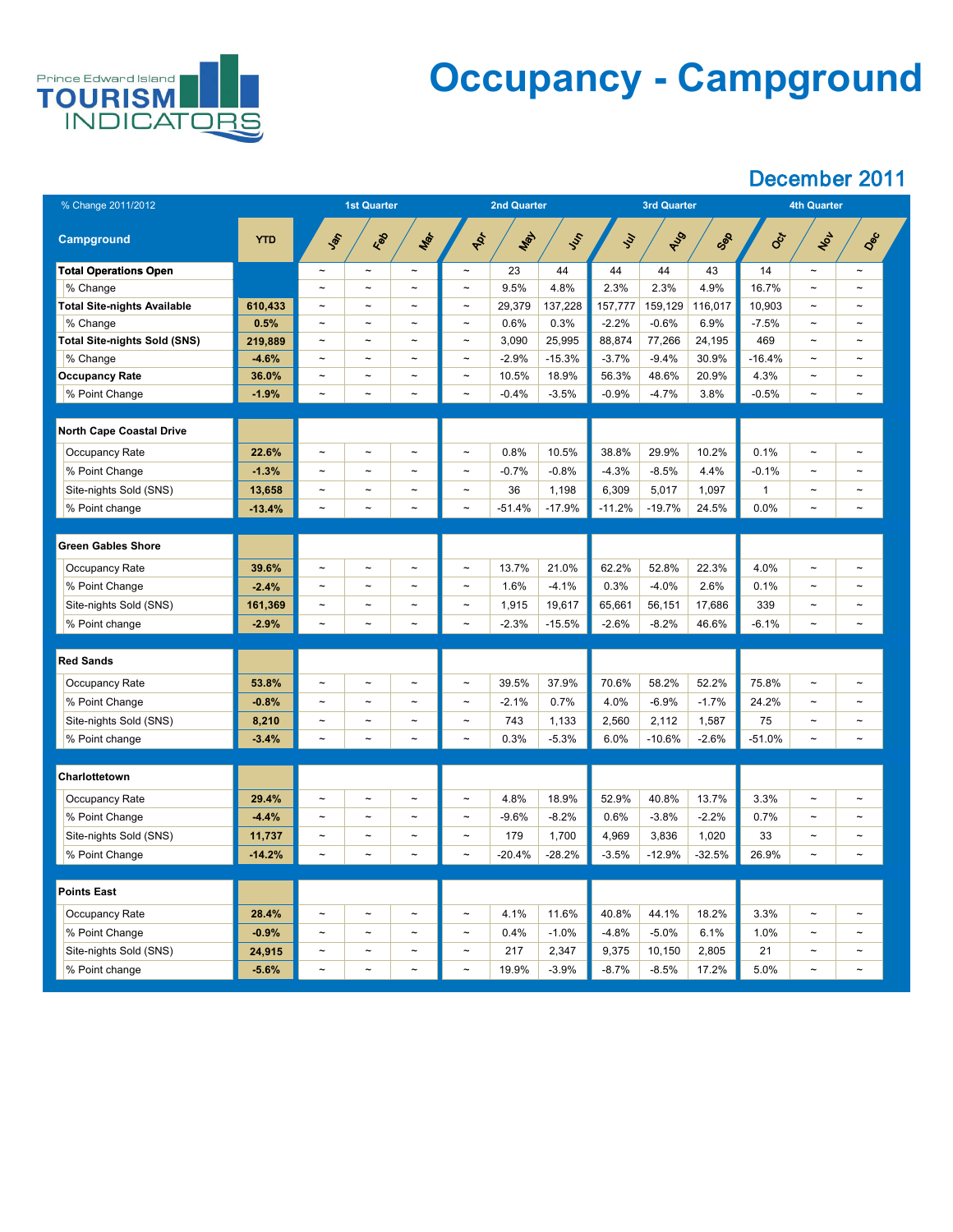Prince Edward Island TOURISM INDICATORS

# Occupancy - Campground

## December 2011

| % Change 2011/2012 | | 1st Quarter | | | 2nd Quarter | | | 3rd Quarter | | | 4th Quarter | | |
|---|---|---|---|---|---|---|---|---|---|---|---|---|---|
| **Campground** | **YTD** | **Jan** | **Feb** | **Mar** | **Apr** | **May** | **Jun** | **Jul** | **Aug** | **Sep** | **Oct** | **Nov** | **Dec** |
| **Total Operations Open** | | ~ | ~ | ~ | ~ | 23 | 44 | 44 | 44 | 43 | 14 | ~ | ~ |
| % Change | | ~ | ~ | ~ | ~ | 9.5% | 4.8% | 2.3% | 2.3% | 4.9% | 16.7% | ~ | ~ |
| **Total Site-nights Available** | **610,433** | ~ | ~ | ~ | ~ | 29,379 | 137,228 | 157,777 | 159,129 | 116,017 | 10,903 | ~ | ~ |
| % Change | **0.5%** | ~ | ~ | ~ | ~ | 0.6% | 0.3% | -2.2% | -0.6% | 6.9% | -7.5% | ~ | ~ |
| **Total Site-nights Sold (SNS)** | **219,889** | ~ | ~ | ~ | ~ | 3,090 | 25,995 | 88,874 | 77,266 | 24,195 | 469 | ~ | ~ |
| % Change | **-4.6%** | ~ | ~ | ~ | ~ | -2.9% | -15.3% | -3.7% | -9.4% | 30.9% | -16.4% | ~ | ~ |
| **Occupancy Rate** | **36.0%** | ~ | ~ | ~ | ~ | 10.5% | 18.9% | 56.3% | 48.6% | 20.9% | 4.3% | ~ | ~ |
| % Point Change | **-1.9%** | ~ | ~ | ~ | ~ | -0.4% | -3.5% | -0.9% | -4.7% | 3.8% | -0.5% | ~ | ~ |
| **North Cape Coastal Drive** | | | | | | | | | | | | | |
| Occupancy Rate | **22.6%** | ~ | ~ | ~ | ~ | 0.8% | 10.5% | 38.8% | 29.9% | 10.2% | 0.1% | ~ | ~ |
| % Point Change | **-1.3%** | ~ | ~ | ~ | ~ | -0.7% | -0.8% | -4.3% | -8.5% | 4.4% | -0.1% | ~ | ~ |
| Site-nights Sold (SNS) | **13,658** | ~ | ~ | ~ | ~ | 36 | 1,198 | 6,309 | 5,017 | 1,097 | 1 | ~ | ~ |
| % Point change | **-13.4%** | ~ | ~ | ~ | ~ | -51.4% | -17.9% | -11.2% | -19.7% | 24.5% | 0.0% | ~ | ~ |
| **Green Gables Shore** | | | | | | | | | | | | | |
| Occupancy Rate | **39.6%** | ~ | ~ | ~ | ~ | 13.7% | 21.0% | 62.2% | 52.8% | 22.3% | 4.0% | ~ | ~ |
| % Point Change | **-2.4%** | ~ | ~ | ~ | ~ | 1.6% | -4.1% | 0.3% | -4.0% | 2.6% | 0.1% | ~ | ~ |
| Site-nights Sold (SNS) | **161,369** | ~ | ~ | ~ | ~ | 1,915 | 19,617 | 65,661 | 56,151 | 17,686 | 339 | ~ | ~ |
| % Point change | **-2.9%** | ~ | ~ | ~ | ~ | -2.3% | -15.5% | -2.6% | -8.2% | 46.6% | -6.1% | ~ | ~ |
| **Red Sands** | | | | | | | | | | | | | |
| Occupancy Rate | **53.8%** | ~ | ~ | ~ | ~ | 39.5% | 37.9% | 70.6% | 58.2% | 52.2% | 75.8% | ~ | ~ |
| % Point Change | **-0.8%** | ~ | ~ | ~ | ~ | -2.1% | 0.7% | 4.0% | -6.9% | -1.7% | 24.2% | ~ | ~ |
| Site-nights Sold (SNS) | **8,210** | ~ | ~ | ~ | ~ | 743 | 1,133 | 2,560 | 2,112 | 1,587 | 75 | ~ | ~ |
| % Point change | **-3.4%** | ~ | ~ | ~ | ~ | 0.3% | -5.3% | 6.0% | -10.6% | -2.6% | -51.0% | ~ | ~ |
| **Charlottetown** | | | | | | | | | | | | | |
| Occupancy Rate | **29.4%** | ~ | ~ | ~ | ~ | 4.8% | 18.9% | 52.9% | 40.8% | 13.7% | 3.3% | ~ | ~ |
| % Point Change | **-4.4%** | ~ | ~ | ~ | ~ | -9.6% | -8.2% | 0.6% | -3.8% | -2.2% | 0.7% | ~ | ~ |
| Site-nights Sold (SNS) | **11,737** | ~ | ~ | ~ | ~ | 179 | 1,700 | 4,969 | 3,836 | 1,020 | 33 | ~ | ~ |
| % Point Change | **-14.2%** | ~ | ~ | ~ | ~ | -20.4% | -28.2% | -3.5% | -12.9% | -32.5% | 26.9% | ~ | ~ |
| **Points East** | | | | | | | | | | | | | |
| Occupancy Rate | **28.4%** | ~ | ~ | ~ | ~ | 4.1% | 11.6% | 40.8% | 44.1% | 18.2% | 3.3% | ~ | ~ |
| % Point Change | **-0.9%** | ~ | ~ | ~ | ~ | 0.4% | -1.0% | -4.8% | -5.0% | 6.1% | 1.0% | ~ | ~ |
| Site-nights Sold (SNS) | **24,915** | ~ | ~ | ~ | ~ | 217 | 2,347 | 9,375 | 10,150 | 2,805 | 21 | ~ | ~ |
| % Point change | **-5.6%** | ~ | ~ | ~ | ~ | 19.9% | -3.9% | -8.7% | -8.5% | 17.2% | 5.0% | ~ | ~ |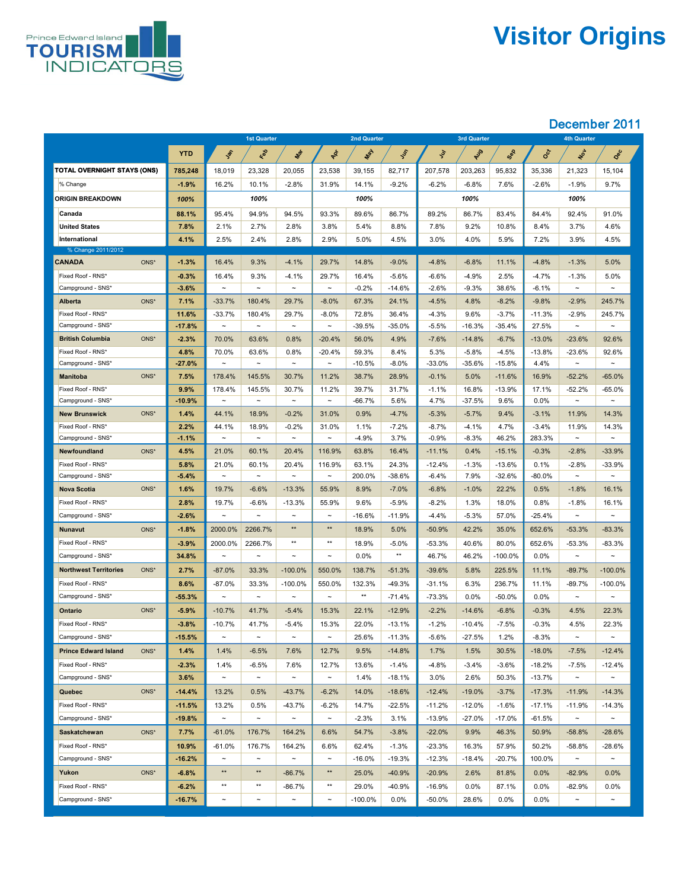Prince Edward Island TOURISM INDICATORS

# Visitor Origins

## December 2011

| | YTD | Jan | Feb | Mar | Apr | May | Jun | Jul | Aug | Sep | Oct | Nov | Dec |
|---|---|---|---|---|---|---|---|---|---|---|---|---|---|
| | | 1st Quarter | | | 2nd Quarter | | | 3rd Quarter | | | 4th Quarter | | |
| **TOTAL OVERNIGHT STAYS (ONS)** | **785,248** | 18,019 | 23,328 | 20,055 | 23,538 | 39,155 | 82,717 | 207,578 | 203,263 | 95,832 | 35,336 | 21,323 | 15,104 |
| % Change | **-1.9%** | 16.2% | 10.1% | -2.8% | 31.9% | 14.1% | -9.2% | -6.2% | -6.8% | 7.6% | -2.6% | -1.9% | 9.7% |
| **ORIGIN BREAKDOWN** | ***100%*** | | *100%* | | | *100%* | | | *100%* | | | *100%* | |
| **Canada** | **88.1%** | 95.4% | 94.9% | 94.5% | 93.3% | 89.6% | 86.7% | 89.2% | 86.7% | 83.4% | 84.4% | 92.4% | 91.0% |
| **United States** | **7.8%** | 2.1% | 2.7% | 2.8% | 3.8% | 5.4% | 8.8% | 7.8% | 9.2% | 10.8% | 8.4% | 3.7% | 4.6% |
| **International** | **4.1%** | 2.5% | 2.4% | 2.8% | 2.9% | 5.0% | 4.5% | 3.0% | 4.0% | 5.9% | 7.2% | 3.9% | 4.5% |
| % Change 2011/2012 | | | | | | | | | | | | | |
| **CANADA** ONS* | **-1.3%** | 16.4% | 9.3% | -4.1% | 29.7% | 14.8% | -9.0% | -4.8% | -6.8% | 11.1% | -4.8% | -1.3% | 5.0% |
| Fixed Roof - RNS* | **-0.3%** | 16.4% | 9.3% | -4.1% | 29.7% | 16.4% | -5.6% | -6.6% | -4.9% | 2.5% | -4.7% | -1.3% | 5.0% |
| Campground - SNS* | **-3.6%** | ~ | ~ | ~ | ~ | -0.2% | -14.6% | -2.6% | -9.3% | 38.6% | -6.1% | ~ | ~ |
| **Alberta** ONS* | **7.1%** | -33.7% | 180.4% | 29.7% | -8.0% | 67.3% | 24.1% | -4.5% | 4.8% | -8.2% | -9.8% | -2.9% | 245.7% |
| Fixed Roof - RNS* | **11.6%** | -33.7% | 180.4% | 29.7% | -8.0% | 72.8% | 36.4% | -4.3% | 9.6% | -3.7% | -11.3% | -2.9% | 245.7% |
| Campground - SNS* | **-17.8%** | ~ | ~ | ~ | ~ | -39.5% | -35.0% | -5.5% | -16.3% | -35.4% | 27.5% | ~ | ~ |
| **British Columbia** ONS* | **-2.3%** | 70.0% | 63.6% | 0.8% | -20.4% | 56.0% | 4.9% | -7.6% | -14.8% | -6.7% | -13.0% | -23.6% | 92.6% |
| Fixed Roof - RNS* | **4.8%** | 70.0% | 63.6% | 0.8% | -20.4% | 59.3% | 8.4% | 5.3% | -5.8% | -4.5% | -13.8% | -23.6% | 92.6% |
| Campground - SNS* | **-27.0%** | ~ | ~ | ~ | ~ | -10.5% | -8.0% | -33.0% | -35.6% | -15.8% | 4.4% | ~ | ~ |
| **Manitoba** ONS* | **7.5%** | 178.4% | 145.5% | 30.7% | 11.2% | 38.7% | 28.9% | -0.1% | 5.0% | -11.6% | 16.9% | -52.2% | -65.0% |
| Fixed Roof - RNS* | **9.9%** | 178.4% | 145.5% | 30.7% | 11.2% | 39.7% | 31.7% | -1.1% | 16.8% | -13.9% | 17.1% | -52.2% | -65.0% |
| Campground - SNS* | **-10.9%** | ~ | ~ | ~ | ~ | -66.7% | 5.6% | 4.7% | -37.5% | 9.6% | 0.0% | ~ | ~ |
| **New Brunswick** ONS* | **1.4%** | 44.1% | 18.9% | -0.2% | 31.0% | 0.9% | -4.7% | -5.3% | -5.7% | 9.4% | -3.1% | 11.9% | 14.3% |
| Fixed Roof - RNS* | **2.2%** | 44.1% | 18.9% | -0.2% | 31.0% | 1.1% | -7.2% | -8.7% | -4.1% | 4.7% | -3.4% | 11.9% | 14.3% |
| Campground - SNS* | **-1.1%** | ~ | ~ | ~ | ~ | -4.9% | 3.7% | -0.9% | -8.3% | 46.2% | 283.3% | ~ | ~ |
| **Newfoundland** ONS* | **4.5%** | 21.0% | 60.1% | 20.4% | 116.9% | 63.8% | 16.4% | -11.1% | 0.4% | -15.1% | -0.3% | -2.8% | -33.9% |
| Fixed Roof - RNS* | **5.8%** | 21.0% | 60.1% | 20.4% | 116.9% | 63.1% | 24.3% | -12.4% | -1.3% | -13.6% | 0.1% | -2.8% | -33.9% |
| Campground - SNS* | **-5.4%** | ~ | ~ | ~ | ~ | 200.0% | -38.6% | -6.4% | 7.9% | -32.6% | -80.0% | ~ | ~ |
| **Nova Scotia** ONS* | **1.6%** | 19.7% | -6.6% | -13.3% | 55.9% | 8.9% | -7.0% | -6.8% | -1.0% | 22.2% | 0.5% | -1.8% | 16.1% |
| Fixed Roof - RNS* | **2.8%** | 19.7% | -6.6% | -13.3% | 55.9% | 9.6% | -5.9% | -8.2% | 1.3% | 18.0% | 0.8% | -1.8% | 16.1% |
| Campground - SNS* | **-2.6%** | ~ | ~ | ~ | ~ | -16.6% | -11.9% | -4.4% | -5.3% | 57.0% | -25.4% | ~ | ~ |
| **Nunavut** ONS* | **-1.8%** | 2000.0% | 2266.7% | ** | ** | 18.9% | 5.0% | -50.9% | 42.2% | 35.0% | 652.6% | -53.3% | -83.3% |
| Fixed Roof - RNS* | **-3.9%** | 2000.0% | 2266.7% | ** | ** | 18.9% | -5.0% | -53.3% | 40.6% | 80.0% | 652.6% | -53.3% | -83.3% |
| Campground - SNS* | **34.8%** | ~ | ~ | ~ | ~ | 0.0% | ** | 46.7% | 46.2% | -100.0% | 0.0% | ~ | ~ |
| **Northwest Territories** ONS* | **2.7%** | -87.0% | 33.3% | -100.0% | 550.0% | 138.7% | -51.3% | -39.6% | 5.8% | 225.5% | 11.1% | -89.7% | -100.0% |
| Fixed Roof - RNS* | **8.6%** | -87.0% | 33.3% | -100.0% | 550.0% | 132.3% | -49.3% | -31.1% | 6.3% | 236.7% | 11.1% | -89.7% | -100.0% |
| Campground - SNS* | **-55.3%** | ~ | ~ | ~ | ~ | ** | -71.4% | -73.3% | 0.0% | -50.0% | 0.0% | ~ | ~ |
| **Ontario** ONS* | **-5.9%** | -10.7% | 41.7% | -5.4% | 15.3% | 22.1% | -12.9% | -2.2% | -14.6% | -6.8% | -0.3% | 4.5% | 22.3% |
| Fixed Roof - RNS* | **-3.8%** | -10.7% | 41.7% | -5.4% | 15.3% | 22.0% | -13.1% | -1.2% | -10.4% | -7.5% | -0.3% | 4.5% | 22.3% |
| Campground - SNS* | **-15.5%** | ~ | ~ | ~ | ~ | 25.6% | -11.3% | -5.6% | -27.5% | 1.2% | -8.3% | ~ | ~ |
| **Prince Edward Island** ONS* | **1.4%** | 1.4% | -6.5% | 7.6% | 12.7% | 9.5% | -14.8% | 1.7% | 1.5% | 30.5% | -18.0% | -7.5% | -12.4% |
| Fixed Roof - RNS* | **-2.3%** | 1.4% | -6.5% | 7.6% | 12.7% | 13.6% | -1.4% | -4.8% | -3.4% | -3.6% | -18.2% | -7.5% | -12.4% |
| Campground - SNS* | **3.6%** | ~ | ~ | ~ | ~ | 1.4% | -18.1% | 3.0% | 2.6% | 50.3% | -13.7% | ~ | ~ |
| **Quebec** ONS* | **-14.4%** | 13.2% | 0.5% | -43.7% | -6.2% | 14.0% | -18.6% | -12.4% | -19.0% | -3.7% | -17.3% | -11.9% | -14.3% |
| Fixed Roof - RNS* | **-11.5%** | 13.2% | 0.5% | -43.7% | -6.2% | 14.7% | -22.5% | -11.2% | -12.0% | -1.6% | -17.1% | -11.9% | -14.3% |
| Campground - SNS* | **-19.8%** | ~ | ~ | ~ | ~ | -2.3% | 3.1% | -13.9% | -27.0% | -17.0% | -61.5% | ~ | ~ |
| **Saskatchewan** ONS* | **7.7%** | -61.0% | 176.7% | 164.2% | 6.6% | 54.7% | -3.8% | -22.0% | 9.9% | 46.3% | 50.9% | -58.8% | -28.6% |
| Fixed Roof - RNS* | **10.9%** | -61.0% | 176.7% | 164.2% | 6.6% | 62.4% | -1.3% | -23.3% | 16.3% | 57.9% | 50.2% | -58.8% | -28.6% |
| Campground - SNS* | **-16.2%** | ~ | ~ | ~ | ~ | -16.0% | -19.3% | -12.3% | -18.4% | -20.7% | 100.0% | ~ | ~ |
| **Yukon** ONS* | **-6.8%** | ** | ** | -86.7% | ** | 25.0% | -40.9% | -20.9% | 2.6% | 81.8% | 0.0% | -82.9% | 0.0% |
| Fixed Roof - RNS* | **-6.2%** | ** | ** | -86.7% | ** | 29.0% | -40.9% | -16.9% | 0.0% | 87.1% | 0.0% | -82.9% | 0.0% |
| Campground - SNS* | **-16.7%** | ~ | ~ | ~ | ~ | -100.0% | 0.0% | -50.0% | 28.6% | 0.0% | 0.0% | ~ | ~ |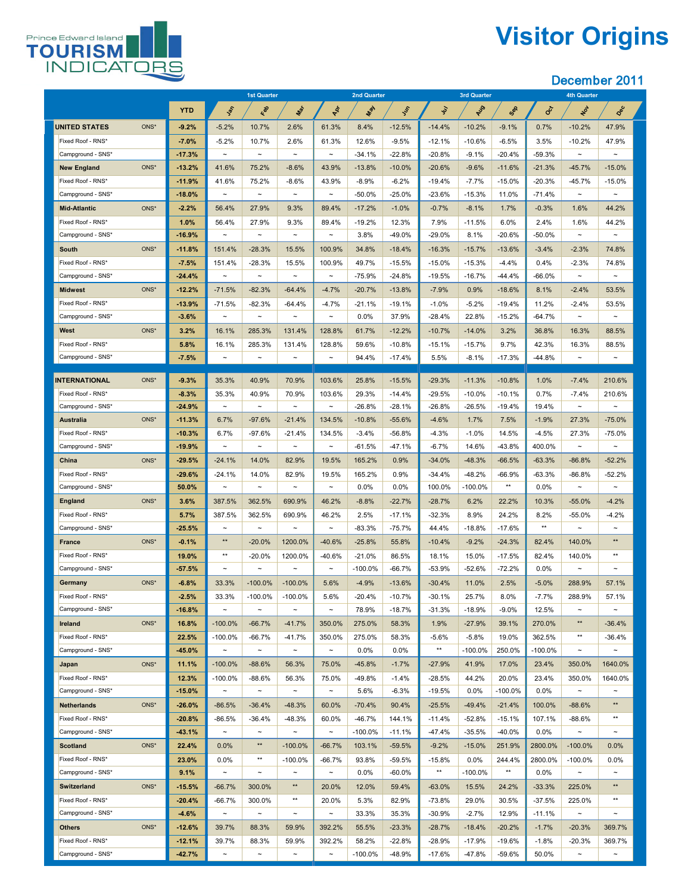Prince Edward Island TOURISM INDICATORS

# Visitor Origins

## December 2011

| | | YTD | 1st Quarter Jan | Feb | Mar | 2nd Quarter Apr | May | Jun | 3rd Quarter Jul | Aug | Sep | 4th Quarter Oct | Nov | Dec |
|---|---|---|---|---|---|---|---|---|---|---|---|---|---|---|
| **UNITED STATES** | ONS* | -9.2% | -5.2% | 10.7% | 2.6% | 61.3% | 8.4% | -12.5% | -14.4% | -10.2% | -9.1% | 0.7% | -10.2% | 47.9% |
| Fixed Roof - RNS* | | -7.0% | -5.2% | 10.7% | 2.6% | 61.3% | 12.6% | -9.5% | -12.1% | -10.6% | -6.5% | 3.5% | -10.2% | 47.9% |
| Campground - SNS* | | -17.3% | ~ | ~ | ~ | ~ | -34.1% | -22.8% | -20.8% | -9.1% | -20.4% | -59.3% | ~ | ~ |
| **New England** | ONS* | -13.2% | 41.6% | 75.2% | -8.6% | 43.9% | -13.8% | -10.0% | -20.6% | -9.6% | -11.6% | -21.3% | -45.7% | -15.0% |
| Fixed Roof - RNS* | | -11.9% | 41.6% | 75.2% | -8.6% | 43.9% | -8.9% | -6.2% | -19.4% | -7.7% | -15.0% | -20.3% | -45.7% | -15.0% |
| Campground - SNS* | | -18.0% | ~ | ~ | ~ | ~ | -50.0% | -25.0% | -23.6% | -15.3% | 11.0% | -71.4% | ~ | ~ |
| **Mid-Atlantic** | ONS* | -2.2% | 56.4% | 27.9% | 9.3% | 89.4% | -17.2% | -1.0% | -0.7% | -8.1% | 1.7% | -0.3% | 1.6% | 44.2% |
| Fixed Roof - RNS* | | 1.0% | 56.4% | 27.9% | 9.3% | 89.4% | -19.2% | 12.3% | 7.9% | -11.5% | 6.0% | 2.4% | 1.6% | 44.2% |
| Campground - SNS* | | -16.9% | ~ | ~ | ~ | ~ | 3.8% | -49.0% | -29.0% | 8.1% | -20.6% | -50.0% | ~ | ~ |
| **South** | ONS* | -11.8% | 151.4% | -28.3% | 15.5% | 100.9% | 34.8% | -18.4% | -16.3% | -15.7% | -13.6% | -3.4% | -2.3% | 74.8% |
| Fixed Roof - RNS* | | -7.5% | 151.4% | -28.3% | 15.5% | 100.9% | 49.7% | -15.5% | -15.0% | -15.3% | -4.4% | 0.4% | -2.3% | 74.8% |
| Campground - SNS* | | -24.4% | ~ | ~ | ~ | ~ | -75.9% | -24.8% | -19.5% | -16.7% | -44.4% | -66.0% | ~ | ~ |
| **Midwest** | ONS* | -12.2% | -71.5% | -82.3% | -64.4% | -4.7% | -20.7% | -13.8% | -7.9% | 0.9% | -18.6% | 8.1% | -2.4% | 53.5% |
| Fixed Roof - RNS* | | -13.9% | -71.5% | -82.3% | -64.4% | -4.7% | -21.1% | -19.1% | -1.0% | -5.2% | -19.4% | 11.2% | -2.4% | 53.5% |
| Campground - SNS* | | -3.6% | ~ | ~ | ~ | ~ | 0.0% | 37.9% | -28.4% | 22.8% | -15.2% | -64.7% | ~ | ~ |
| **West** | ONS* | 3.2% | 16.1% | 285.3% | 131.4% | 128.8% | 61.7% | -12.2% | -10.7% | -14.0% | 3.2% | 36.8% | 16.3% | 88.5% |
| Fixed Roof - RNS* | | 5.8% | 16.1% | 285.3% | 131.4% | 128.8% | 59.6% | -10.8% | -15.1% | -15.7% | 9.7% | 42.3% | 16.3% | 88.5% |
| Campground - SNS* | | -7.5% | ~ | ~ | ~ | ~ | 94.4% | -17.4% | 5.5% | -8.1% | -17.3% | -44.8% | ~ | ~ |
| **INTERNATIONAL** | ONS* | -9.3% | 35.3% | 40.9% | 70.9% | 103.6% | 25.8% | -15.5% | -29.3% | -11.3% | -10.8% | 1.0% | -7.4% | 210.6% |
| Fixed Roof - RNS* | | -8.3% | 35.3% | 40.9% | 70.9% | 103.6% | 29.3% | -14.4% | -29.5% | -10.0% | -10.1% | 0.7% | -7.4% | 210.6% |
| Campground - SNS* | | -24.9% | ~ | ~ | ~ | ~ | -26.8% | -28.1% | -26.8% | -26.5% | -19.4% | 19.4% | ~ | ~ |
| **Australia** | ONS* | -11.3% | 6.7% | -97.6% | -21.4% | 134.5% | -10.8% | -55.6% | -4.6% | 1.7% | 7.5% | -1.9% | 27.3% | -75.0% |
| Fixed Roof - RNS* | | -10.3% | 6.7% | -97.6% | -21.4% | 134.5% | -3.4% | -56.8% | -4.3% | -1.0% | 14.5% | -4.5% | 27.3% | -75.0% |
| Campground - SNS* | | -19.9% | ~ | ~ | ~ | ~ | -61.5% | -47.1% | -6.7% | 14.6% | -43.8% | 400.0% | ~ | ~ |
| **China** | ONS* | -29.5% | -24.1% | 14.0% | 82.9% | 19.5% | 165.2% | 0.9% | -34.0% | -48.3% | -66.5% | -63.3% | -86.8% | -52.2% |
| Fixed Roof - RNS* | | -29.6% | -24.1% | 14.0% | 82.9% | 19.5% | 165.2% | 0.9% | -34.4% | -48.2% | -66.9% | -63.3% | -86.8% | -52.2% |
| Campground - SNS* | | 50.0% | ~ | ~ | ~ | ~ | 0.0% | 0.0% | 100.0% | -100.0% | ** | 0.0% | ~ | ~ |
| **England** | ONS* | 3.6% | 387.5% | 362.5% | 690.9% | 46.2% | -8.8% | -22.7% | -28.7% | 6.2% | 22.2% | 10.3% | -55.0% | -4.2% |
| Fixed Roof - RNS* | | 5.7% | 387.5% | 362.5% | 690.9% | 46.2% | 2.5% | -17.1% | -32.3% | 8.9% | 24.2% | 8.2% | -55.0% | -4.2% |
| Campground - SNS* | | -25.5% | ~ | ~ | ~ | ~ | -83.3% | -75.7% | 44.4% | -18.8% | -17.6% | ** | ~ | ~ |
| **France** | ONS* | -0.1% | ** | -20.0% | 1200.0% | -40.6% | -25.8% | 55.8% | -10.4% | -9.2% | -24.3% | 82.4% | 140.0% | ** |
| Fixed Roof - RNS* | | 19.0% | ** | -20.0% | 1200.0% | -40.6% | -21.0% | 86.5% | 18.1% | 15.0% | -17.5% | 82.4% | 140.0% | ** |
| Campground - SNS* | | -57.5% | ~ | ~ | ~ | ~ | -100.0% | -66.7% | -53.9% | -52.6% | -72.2% | 0.0% | ~ | ~ |
| **Germany** | ONS* | -6.8% | 33.3% | -100.0% | -100.0% | 5.6% | -4.9% | -13.6% | -30.4% | 11.0% | 2.5% | -5.0% | 288.9% | 57.1% |
| Fixed Roof - RNS* | | -2.5% | 33.3% | -100.0% | -100.0% | 5.6% | -20.4% | -10.7% | -30.1% | 25.7% | 8.0% | -7.7% | 288.9% | 57.1% |
| Campground - SNS* | | -16.8% | ~ | ~ | ~ | ~ | 78.9% | -18.7% | -31.3% | -18.9% | -9.0% | 12.5% | ~ | ~ |
| **Ireland** | ONS* | 16.8% | -100.0% | -66.7% | -41.7% | 350.0% | 275.0% | 58.3% | 1.9% | -27.9% | 39.1% | 270.0% | ** | -36.4% |
| Fixed Roof - RNS* | | 22.5% | -100.0% | -66.7% | -41.7% | 350.0% | 275.0% | 58.3% | -5.6% | -5.8% | 19.0% | 362.5% | ** | -36.4% |
| Campground - SNS* | | -45.0% | ~ | ~ | ~ | ~ | 0.0% | 0.0% | ** | -100.0% | 250.0% | -100.0% | ~ | ~ |
| **Japan** | ONS* | 11.1% | -100.0% | -88.6% | 56.3% | 75.0% | -45.8% | -1.7% | -27.9% | 41.9% | 17.0% | 23.4% | 350.0% | 1640.0% |
| Fixed Roof - RNS* | | 12.3% | -100.0% | -88.6% | 56.3% | 75.0% | -49.8% | -1.4% | -28.5% | 44.2% | 20.0% | 23.4% | 350.0% | 1640.0% |
| Campground - SNS* | | -15.0% | ~ | ~ | ~ | ~ | 5.6% | -6.3% | -19.5% | 0.0% | -100.0% | 0.0% | ~ | ~ |
| **Netherlands** | ONS* | -26.0% | -86.5% | -36.4% | -48.3% | 60.0% | -70.4% | 90.4% | -25.5% | -49.4% | -21.4% | 100.0% | -88.6% | ** |
| Fixed Roof - RNS* | | -20.8% | -86.5% | -36.4% | -48.3% | 60.0% | -46.7% | 144.1% | -11.4% | -52.8% | -15.1% | 107.1% | -88.6% | ** |
| Campground - SNS* | | -43.1% | ~ | ~ | ~ | ~ | -100.0% | -11.1% | -47.4% | -35.5% | -40.0% | 0.0% | ~ | ~ |
| **Scotland** | ONS* | 22.4% | 0.0% | ** | -100.0% | -66.7% | 103.1% | -59.5% | -9.2% | -15.0% | 251.9% | 2800.0% | -100.0% | 0.0% |
| Fixed Roof - RNS* | | 23.0% | 0.0% | ** | -100.0% | -66.7% | 93.8% | -59.5% | -15.8% | 0.0% | 244.4% | 2800.0% | -100.0% | 0.0% |
| Campground - SNS* | | 9.1% | ~ | ~ | ~ | ~ | 0.0% | -60.0% | ** | -100.0% | ** | 0.0% | ~ | ~ |
| **Switzerland** | ONS* | -15.5% | -66.7% | 300.0% | ** | 20.0% | 12.0% | 59.4% | -63.0% | 15.5% | 24.2% | -33.3% | 225.0% | ** |
| Fixed Roof - RNS* | | -20.4% | -66.7% | 300.0% | ** | 20.0% | 5.3% | 82.9% | -73.8% | 29.0% | 30.5% | -37.5% | 225.0% | ** |
| Campground - SNS* | | -4.6% | ~ | ~ | ~ | ~ | 33.3% | 35.3% | -30.9% | -2.7% | 12.9% | -11.1% | ~ | ~ |
| **Others** | ONS* | -12.6% | 39.7% | 88.3% | 59.9% | 392.2% | 55.5% | -23.3% | -28.7% | -18.4% | -20.2% | -1.7% | -20.3% | 369.7% |
| Fixed Roof - RNS* | | -12.1% | 39.7% | 88.3% | 59.9% | 392.2% | 58.2% | -22.8% | -28.9% | -17.9% | -19.6% | -1.8% | -20.3% | 369.7% |
| Campground - SNS* | | -42.7% | ~ | ~ | ~ | ~ | -100.0% | -48.9% | -17.6% | -47.8% | -59.6% | 50.0% | ~ | ~ |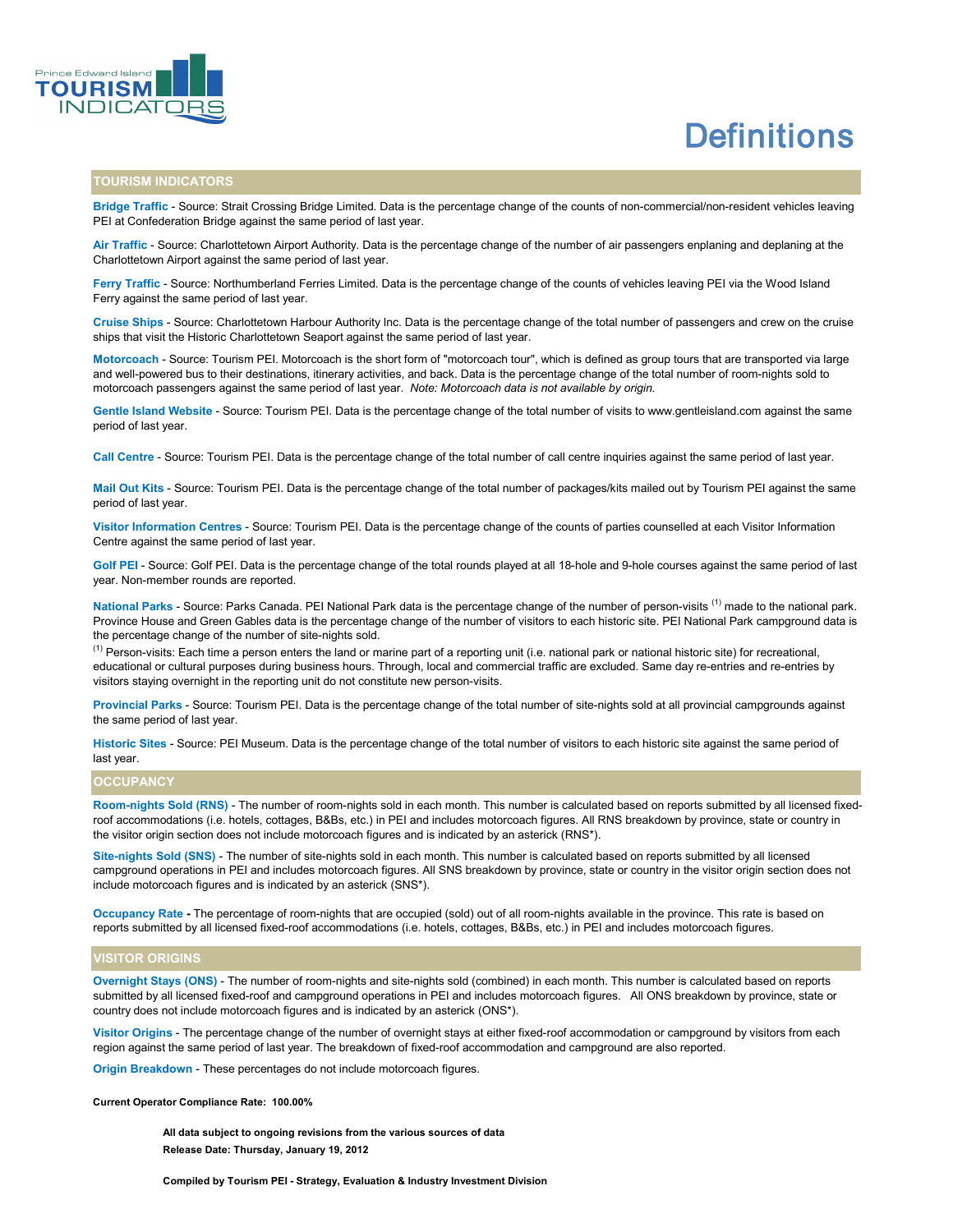Prince Edward Island
TOURISM
INDICATORS

# Definitions

## TOURISM INDICATORS

**Bridge Traffic** - Source: Strait Crossing Bridge Limited. Data is the percentage change of the counts of non-commercial/non-resident vehicles leaving PEI at Confederation Bridge against the same period of last year.

**Air Traffic** - Source: Charlottetown Airport Authority. Data is the percentage change of the number of air passengers enplaning and deplaning at the Charlottetown Airport against the same period of last year.

**Ferry Traffic** - Source: Northumberland Ferries Limited. Data is the percentage change of the counts of vehicles leaving PEI via the Wood Island Ferry against the same period of last year.

**Cruise Ships** - Source: Charlottetown Harbour Authority Inc. Data is the percentage change of the total number of passengers and crew on the cruise ships that visit the Historic Charlottetown Seaport against the same period of last year.

**Motorcoach** - Source: Tourism PEI. Motorcoach is the short form of "motorcoach tour", which is defined as group tours that are transported via large and well-powered bus to their destinations, itinerary activities, and back. Data is the percentage change of the total number of room-nights sold to motorcoach passengers against the same period of last year. *Note: Motorcoach data is not available by origin.*

**Gentle Island Website** - Source: Tourism PEI. Data is the percentage change of the total number of visits to www.gentleisland.com against the same period of last year.

**Call Centre** - Source: Tourism PEI. Data is the percentage change of the total number of call centre inquiries against the same period of last year.

**Mail Out Kits** - Source: Tourism PEI. Data is the percentage change of the total number of packages/kits mailed out by Tourism PEI against the same period of last year.

**Visitor Information Centres** - Source: Tourism PEI. Data is the percentage change of the counts of parties counselled at each Visitor Information Centre against the same period of last year.

**Golf PEI** - Source: Golf PEI. Data is the percentage change of the total rounds played at all 18-hole and 9-hole courses against the same period of last year. Non-member rounds are reported.

**National Parks** - Source: Parks Canada. PEI National Park data is the percentage change of the number of person-visits (1) made to the national park. Province House and Green Gables data is the percentage change of the number of visitors to each historic site. PEI National Park campground data is the percentage change of the number of site-nights sold.

(1) Person-visits: Each time a person enters the land or marine part of a reporting unit (i.e. national park or national historic site) for recreational, educational or cultural purposes during business hours. Through, local and commercial traffic are excluded. Same day re-entries and re-entries by visitors staying overnight in the reporting unit do not constitute new person-visits.

**Provincial Parks** - Source: Tourism PEI. Data is the percentage change of the total number of site-nights sold at all provincial campgrounds against the same period of last year.

**Historic Sites** - Source: PEI Museum. Data is the percentage change of the total number of visitors to each historic site against the same period of last year.

## OCCUPANCY

**Room-nights Sold (RNS)** - The number of room-nights sold in each month. This number is calculated based on reports submitted by all licensed fixed-roof accommodations (i.e. hotels, cottages, B&Bs, etc.) in PEI and includes motorcoach figures. All RNS breakdown by province, state or country in the visitor origin section does not include motorcoach figures and is indicated by an asterick (RNS*).

**Site-nights Sold (SNS)** - The number of site-nights sold in each month. This number is calculated based on reports submitted by all licensed campground operations in PEI and includes motorcoach figures. All SNS breakdown by province, state or country in the visitor origin section does not include motorcoach figures and is indicated by an asterick (SNS*).

**Occupancy Rate -** The percentage of room-nights that are occupied (sold) out of all room-nights available in the province. This rate is based on reports submitted by all licensed fixed-roof accommodations (i.e. hotels, cottages, B&Bs, etc.) in PEI and includes motorcoach figures.

## VISITOR ORIGINS

**Overnight Stays (ONS)** - The number of room-nights and site-nights sold (combined) in each month. This number is calculated based on reports submitted by all licensed fixed-roof and campground operations in PEI and includes motorcoach figures. All ONS breakdown by province, state or country does not include motorcoach figures and is indicated by an asterick (ONS*).

**Visitor Origins** - The percentage change of the number of overnight stays at either fixed-roof accommodation or campground by visitors from each region against the same period of last year. The breakdown of fixed-roof accommodation and campground are also reported.

**Origin Breakdown** - These percentages do not include motorcoach figures.

**Current Operator Compliance Rate: 100.00%**

**All data subject to ongoing revisions from the various sources of data**

**Release Date: Thursday, January 19, 2012**

**Compiled by Tourism PEI - Strategy, Evaluation & Industry Investment Division**